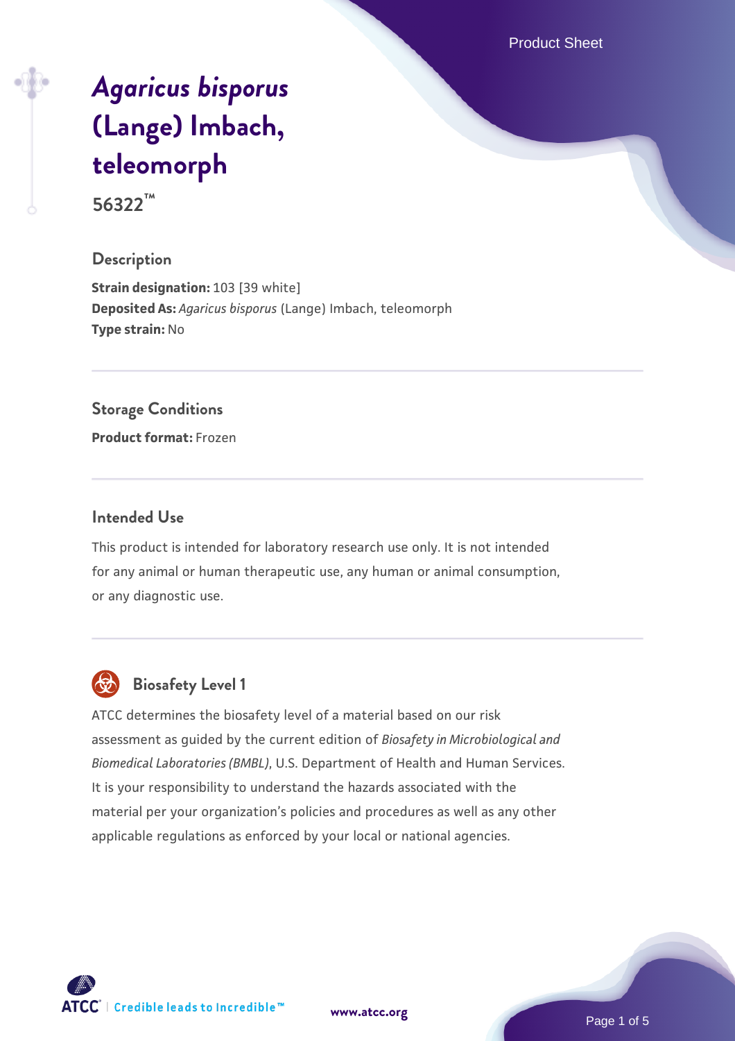# *Agaricus bisporus* (Lange) Imbach, teleomorph

**56322™**

## Description

**Strain designation:** 103 [39 white]
**Deposited As:** *Agaricus bisporus* (Lange) Imbach, teleomorph
**Type strain:** No

## Storage Conditions

**Product format:** Frozen

## Intended Use

This product is intended for laboratory research use only. It is not intended for any animal or human therapeutic use, any human or animal consumption, or any diagnostic use.

## Biosafety Level 1

ATCC determines the biosafety level of a material based on our risk assessment as guided by the current edition of *Biosafety in Microbiological and Biomedical Laboratories (BMBL)*, U.S. Department of Health and Human Services. It is your responsibility to understand the hazards associated with the material per your organization's policies and procedures as well as any other applicable regulations as enforced by your local or national agencies.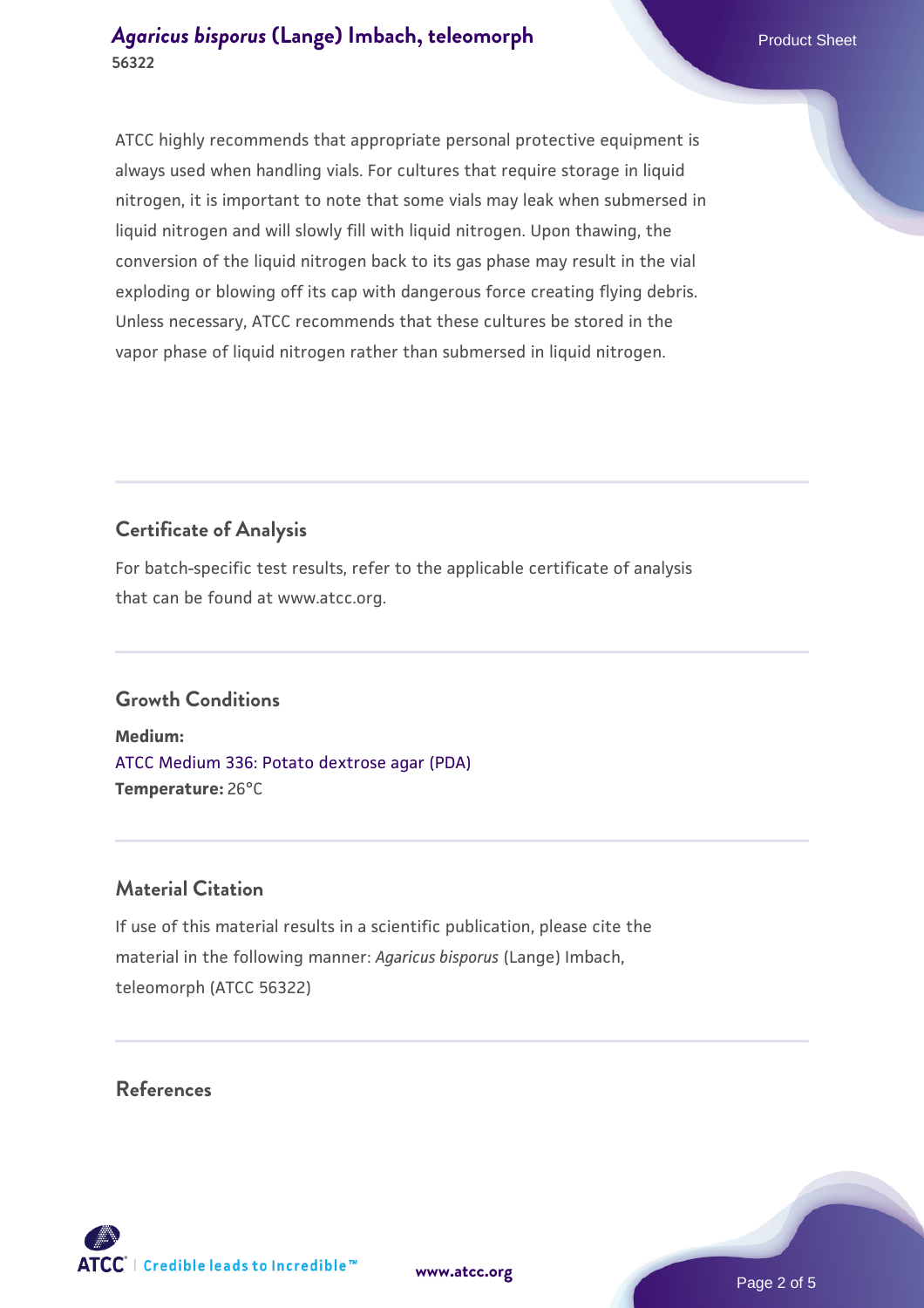ATCC highly recommends that appropriate personal protective equipment is always used when handling vials. For cultures that require storage in liquid nitrogen, it is important to note that some vials may leak when submersed in liquid nitrogen and will slowly fill with liquid nitrogen. Upon thawing, the conversion of the liquid nitrogen back to its gas phase may result in the vial exploding or blowing off its cap with dangerous force creating flying debris. Unless necessary, ATCC recommends that these cultures be stored in the vapor phase of liquid nitrogen rather than submersed in liquid nitrogen.

## Certificate of Analysis

For batch-specific test results, refer to the applicable certificate of analysis that can be found at www.atcc.org.

## Growth Conditions

**Medium:**
ATCC Medium 336: Potato dextrose agar (PDA)
**Temperature:** 26°C

## Material Citation

If use of this material results in a scientific publication, please cite the material in the following manner: *Agaricus bisporus* (Lange) Imbach, teleomorph (ATCC 56322)

## References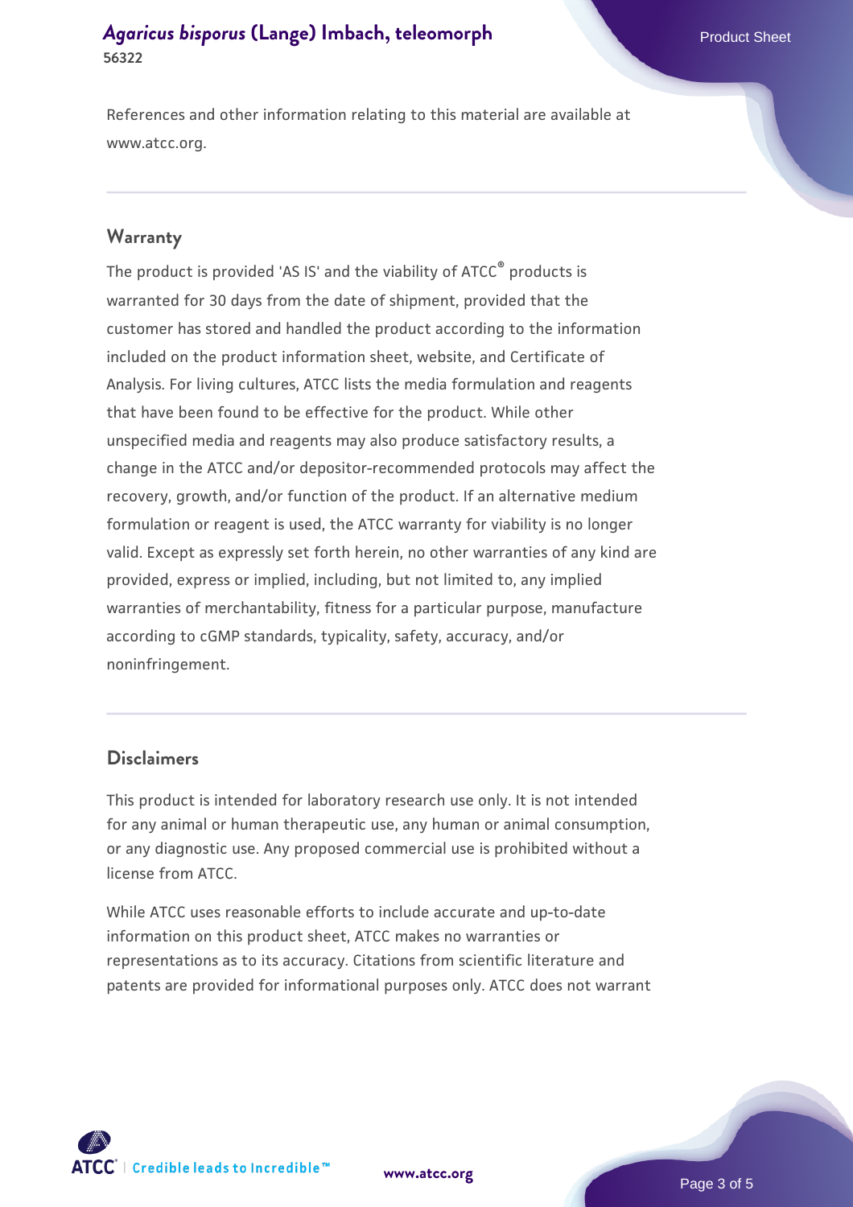References and other information relating to this material are available at www.atcc.org.

## Warranty

The product is provided 'AS IS' and the viability of ATCC® products is warranted for 30 days from the date of shipment, provided that the customer has stored and handled the product according to the information included on the product information sheet, website, and Certificate of Analysis. For living cultures, ATCC lists the media formulation and reagents that have been found to be effective for the product. While other unspecified media and reagents may also produce satisfactory results, a change in the ATCC and/or depositor-recommended protocols may affect the recovery, growth, and/or function of the product. If an alternative medium formulation or reagent is used, the ATCC warranty for viability is no longer valid. Except as expressly set forth herein, no other warranties of any kind are provided, express or implied, including, but not limited to, any implied warranties of merchantability, fitness for a particular purpose, manufacture according to cGMP standards, typicality, safety, accuracy, and/or noninfringement.

## Disclaimers

This product is intended for laboratory research use only. It is not intended for any animal or human therapeutic use, any human or animal consumption, or any diagnostic use. Any proposed commercial use is prohibited without a license from ATCC.

While ATCC uses reasonable efforts to include accurate and up-to-date information on this product sheet, ATCC makes no warranties or representations as to its accuracy. Citations from scientific literature and patents are provided for informational purposes only. ATCC does not warrant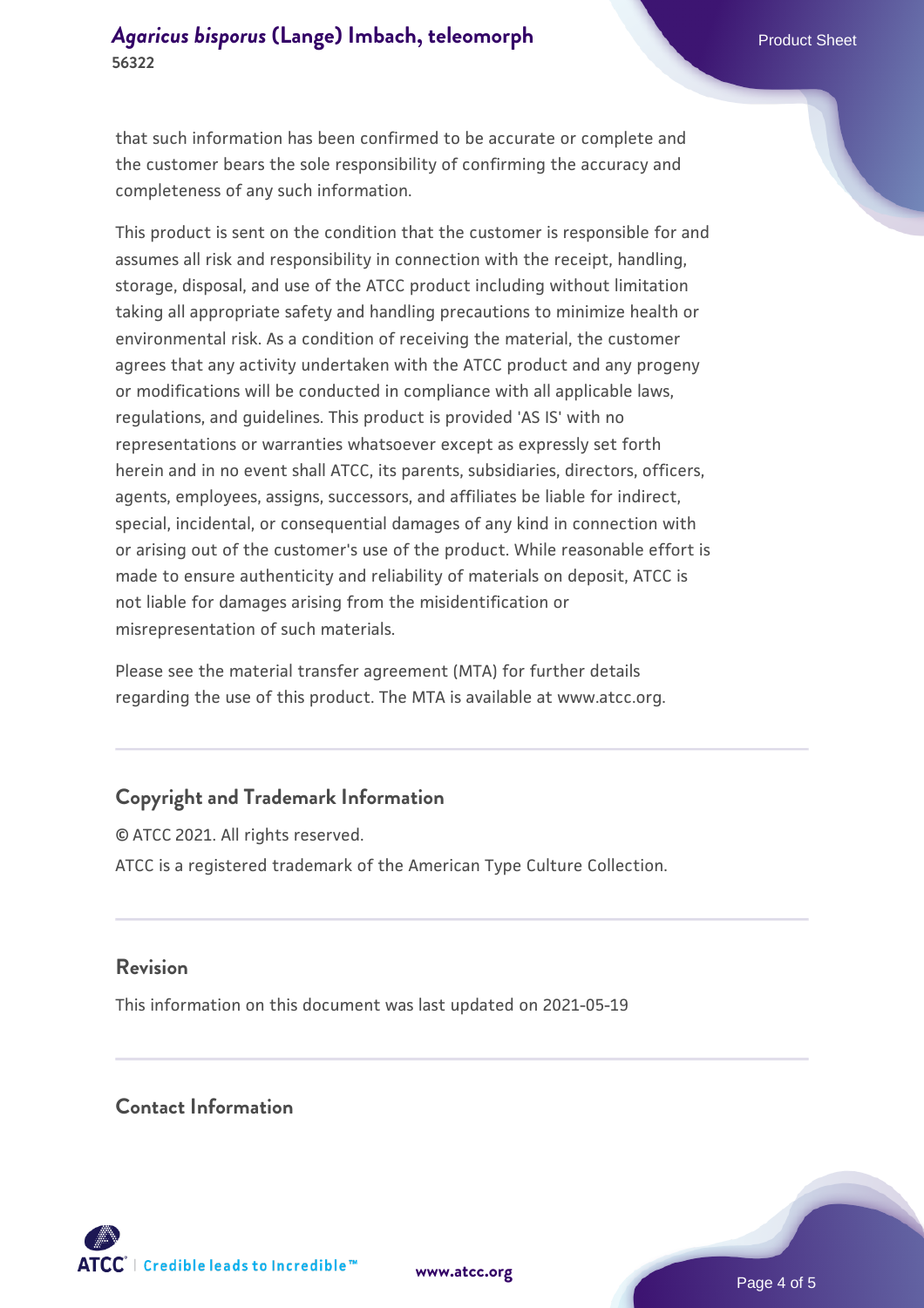that such information has been confirmed to be accurate or complete and the customer bears the sole responsibility of confirming the accuracy and completeness of any such information.

This product is sent on the condition that the customer is responsible for and assumes all risk and responsibility in connection with the receipt, handling, storage, disposal, and use of the ATCC product including without limitation taking all appropriate safety and handling precautions to minimize health or environmental risk. As a condition of receiving the material, the customer agrees that any activity undertaken with the ATCC product and any progeny or modifications will be conducted in compliance with all applicable laws, regulations, and guidelines. This product is provided 'AS IS' with no representations or warranties whatsoever except as expressly set forth herein and in no event shall ATCC, its parents, subsidiaries, directors, officers, agents, employees, assigns, successors, and affiliates be liable for indirect, special, incidental, or consequential damages of any kind in connection with or arising out of the customer's use of the product. While reasonable effort is made to ensure authenticity and reliability of materials on deposit, ATCC is not liable for damages arising from the misidentification or misrepresentation of such materials.

Please see the material transfer agreement (MTA) for further details regarding the use of this product. The MTA is available at www.atcc.org.

## Copyright and Trademark Information

© ATCC 2021. All rights reserved.

ATCC is a registered trademark of the American Type Culture Collection.

## Revision

This information on this document was last updated on 2021-05-19

## Contact Information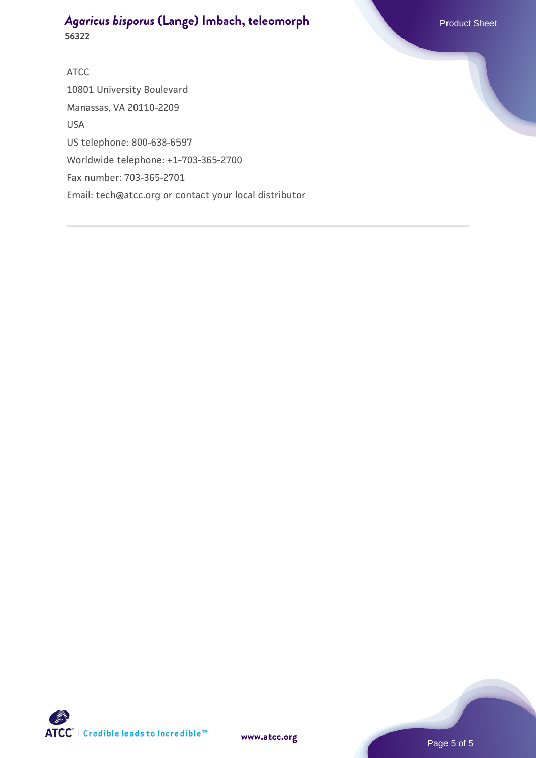ATCC

10801 University Boulevard

Manassas, VA 20110-2209

USA

US telephone: 800-638-6597

Worldwide telephone: +1-703-365-2700

Fax number: 703-365-2701

Email: tech@atcc.org or contact your local distributor